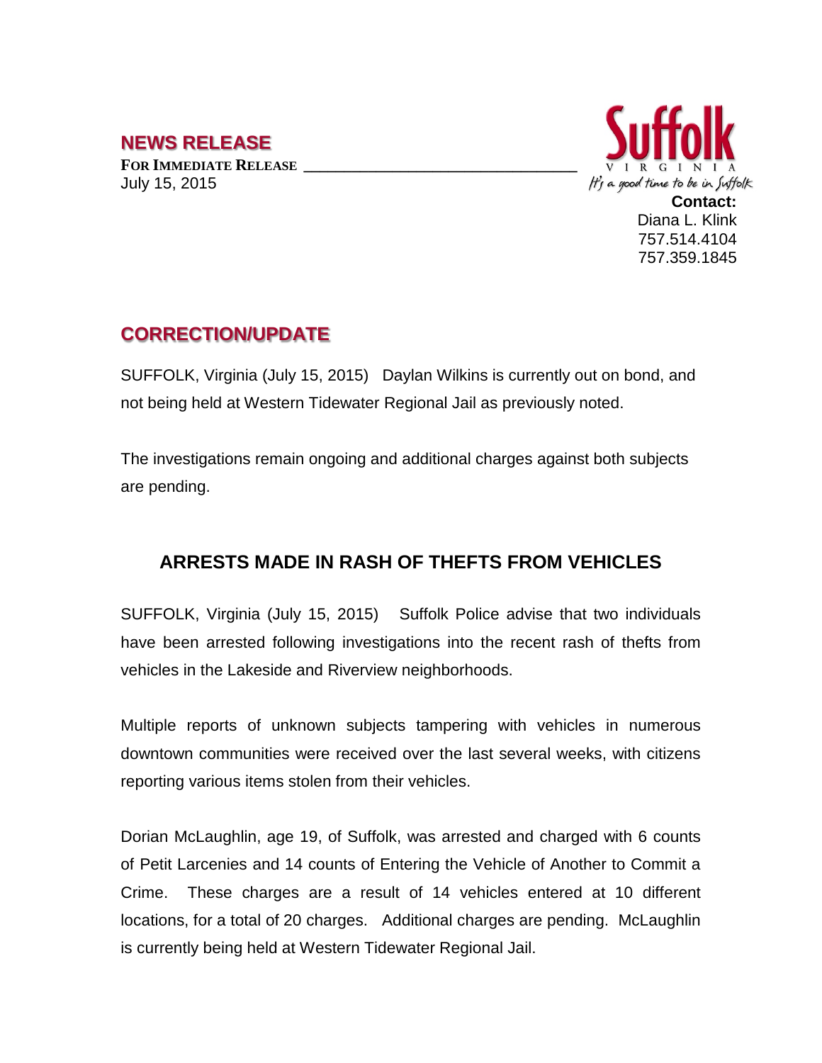## NEWS RELEASE

**FOR IMMEDIATE RELEASE**
July 15, 2015

Suffolk
VIRGINIA
*It's a good time to be in Suffolk*

**Contact:**
Diana L. Klink
757.514.4104
757.359.1845

## CORRECTION/UPDATE

SUFFOLK, Virginia (July 15, 2015) Daylan Wilkins is currently out on bond, and not being held at Western Tidewater Regional Jail as previously noted.

The investigations remain ongoing and additional charges against both subjects are pending.

### ARRESTS MADE IN RASH OF THEFTS FROM VEHICLES

SUFFOLK, Virginia (July 15, 2015) Suffolk Police advise that two individuals have been arrested following investigations into the recent rash of thefts from vehicles in the Lakeside and Riverview neighborhoods.

Multiple reports of unknown subjects tampering with vehicles in numerous downtown communities were received over the last several weeks, with citizens reporting various items stolen from their vehicles.

Dorian McLaughlin, age 19, of Suffolk, was arrested and charged with 6 counts of Petit Larcenies and 14 counts of Entering the Vehicle of Another to Commit a Crime. These charges are a result of 14 vehicles entered at 10 different locations, for a total of 20 charges. Additional charges are pending. McLaughlin is currently being held at Western Tidewater Regional Jail.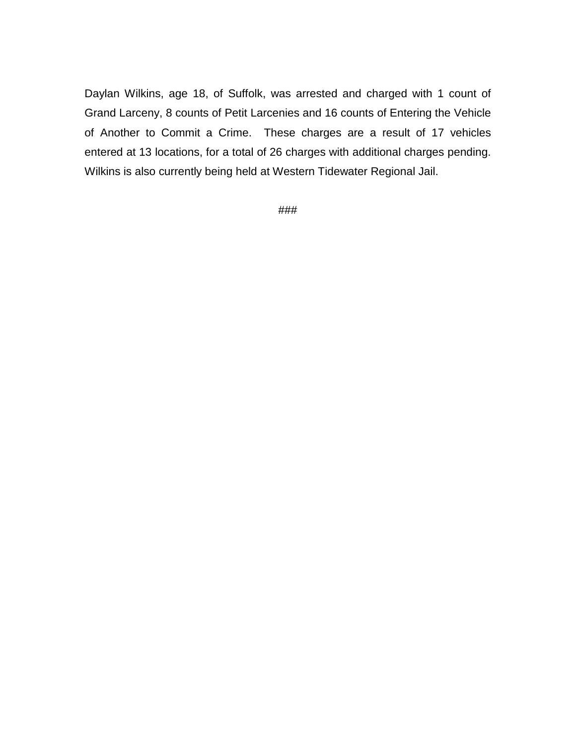Daylan Wilkins, age 18, of Suffolk, was arrested and charged with 1 count of Grand Larceny, 8 counts of Petit Larcenies and 16 counts of Entering the Vehicle of Another to Commit a Crime. These charges are a result of 17 vehicles entered at 13 locations, for a total of 26 charges with additional charges pending. Wilkins is also currently being held at Western Tidewater Regional Jail.

###